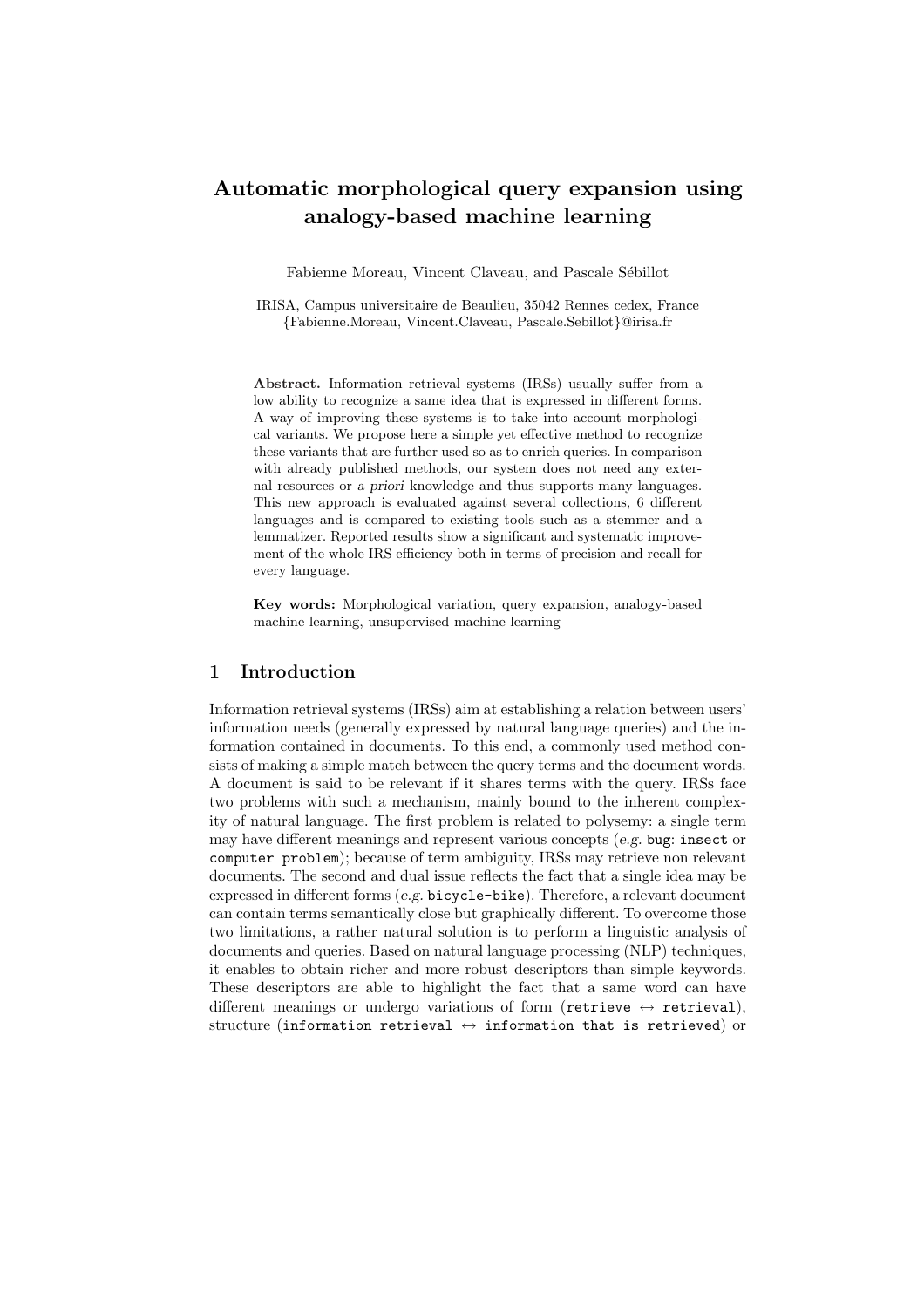# Automatic morphological query expansion using analogy-based machine learning

Fabienne Moreau, Vincent Claveau, and Pascale Sébillot

IRISA, Campus universitaire de Beaulieu, 35042 Rennes cedex, France
{Fabienne.Moreau, Vincent.Claveau, Pascale.Sebillot}@irisa.fr

**Abstract.** Information retrieval systems (IRSs) usually suffer from a low ability to recognize a same idea that is expressed in different forms. A way of improving these systems is to take into account morphological variants. We propose here a simple yet effective method to recognize these variants that are further used so as to enrich queries. In comparison with already published methods, our system does not need any external resources or *a priori* knowledge and thus supports many languages. This new approach is evaluated against several collections, 6 different languages and is compared to existing tools such as a stemmer and a lemmatizer. Reported results show a significant and systematic improvement of the whole IRS efficiency both in terms of precision and recall for every language.

**Key words:** Morphological variation, query expansion, analogy-based machine learning, unsupervised machine learning

## 1 Introduction

Information retrieval systems (IRSs) aim at establishing a relation between users' information needs (generally expressed by natural language queries) and the information contained in documents. To this end, a commonly used method consists of making a simple match between the query terms and the document words. A document is said to be relevant if it shares terms with the query. IRSs face two problems with such a mechanism, mainly bound to the inherent complexity of natural language. The first problem is related to polysemy: a single term may have different meanings and represent various concepts (*e.g.* `bug`: `insect` or `computer problem`); because of term ambiguity, IRSs may retrieve non relevant documents. The second and dual issue reflects the fact that a single idea may be expressed in different forms (*e.g.* `bicycle-bike`). Therefore, a relevant document can contain terms semantically close but graphically different. To overcome those two limitations, a rather natural solution is to perform a linguistic analysis of documents and queries. Based on natural language processing (NLP) techniques, it enables to obtain richer and more robust descriptors than simple keywords. These descriptors are able to highlight the fact that a same word can have different meanings or undergo variations of form (`retrieve` ↔ `retrieval`), structure (`information retrieval` ↔ `information that is retrieved`) or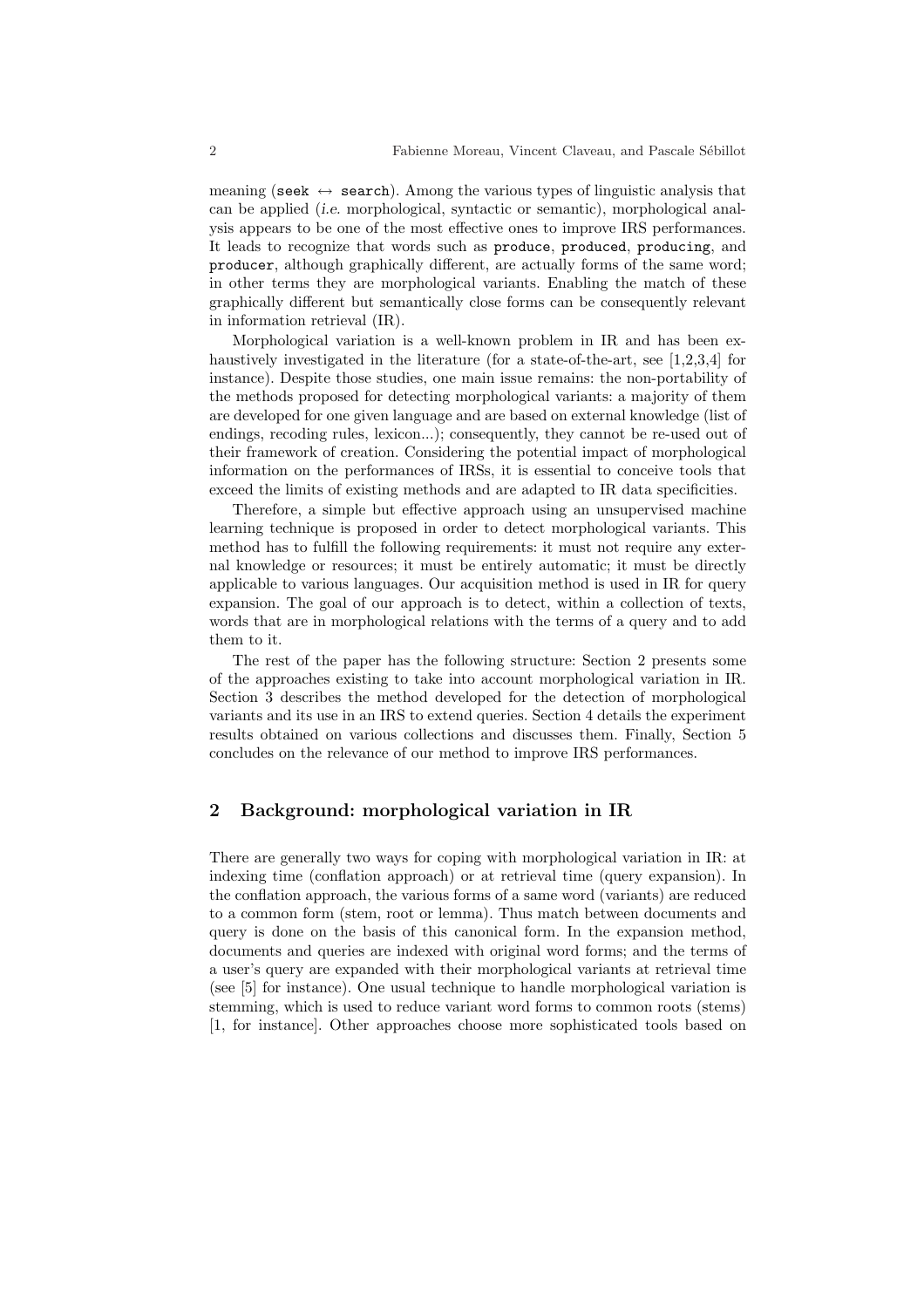meaning (`seek` ↔ `search`). Among the various types of linguistic analysis that can be applied (*i.e.* morphological, syntactic or semantic), morphological analysis appears to be one of the most effective ones to improve IRS performances. It leads to recognize that words such as `produce`, `produced`, `producing`, and `producer`, although graphically different, are actually forms of the same word; in other terms they are morphological variants. Enabling the match of these graphically different but semantically close forms can be consequently relevant in information retrieval (IR).

Morphological variation is a well-known problem in IR and has been exhaustively investigated in the literature (for a state-of-the-art, see [1,2,3,4] for instance). Despite those studies, one main issue remains: the non-portability of the methods proposed for detecting morphological variants: a majority of them are developed for one given language and are based on external knowledge (list of endings, recoding rules, lexicon...); consequently, they cannot be re-used out of their framework of creation. Considering the potential impact of morphological information on the performances of IRSs, it is essential to conceive tools that exceed the limits of existing methods and are adapted to IR data specificities.

Therefore, a simple but effective approach using an unsupervised machine learning technique is proposed in order to detect morphological variants. This method has to fulfill the following requirements: it must not require any external knowledge or resources; it must be entirely automatic; it must be directly applicable to various languages. Our acquisition method is used in IR for query expansion. The goal of our approach is to detect, within a collection of texts, words that are in morphological relations with the terms of a query and to add them to it.

The rest of the paper has the following structure: Section 2 presents some of the approaches existing to take into account morphological variation in IR. Section 3 describes the method developed for the detection of morphological variants and its use in an IRS to extend queries. Section 4 details the experiment results obtained on various collections and discusses them. Finally, Section 5 concludes on the relevance of our method to improve IRS performances.

## 2 Background: morphological variation in IR

There are generally two ways for coping with morphological variation in IR: at indexing time (conflation approach) or at retrieval time (query expansion). In the conflation approach, the various forms of a same word (variants) are reduced to a common form (stem, root or lemma). Thus match between documents and query is done on the basis of this canonical form. In the expansion method, documents and queries are indexed with original word forms; and the terms of a user's query are expanded with their morphological variants at retrieval time (see [5] for instance). One usual technique to handle morphological variation is stemming, which is used to reduce variant word forms to common roots (stems) [1, for instance]. Other approaches choose more sophisticated tools based on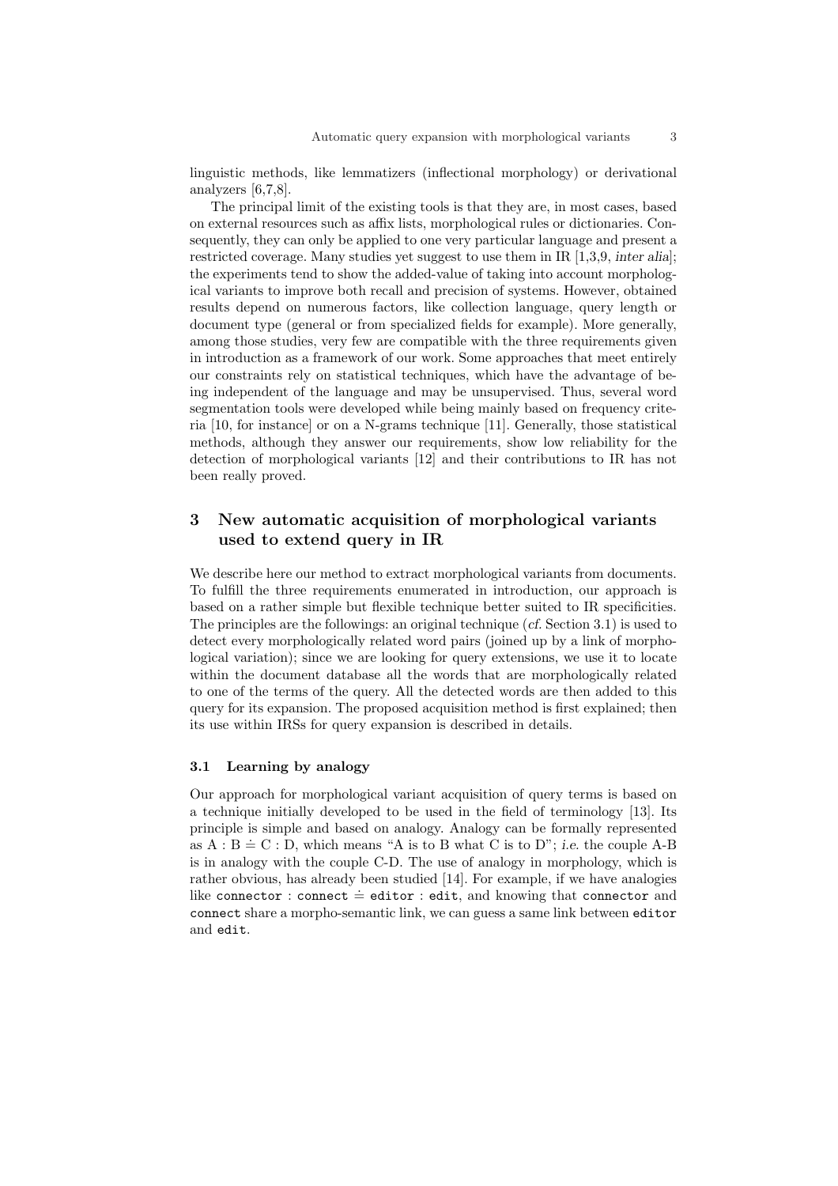linguistic methods, like lemmatizers (inflectional morphology) or derivational analyzers [6,7,8].

The principal limit of the existing tools is that they are, in most cases, based on external resources such as affix lists, morphological rules or dictionaries. Consequently, they can only be applied to one very particular language and present a restricted coverage. Many studies yet suggest to use them in IR [1,3,9, *inter alia*]; the experiments tend to show the added-value of taking into account morphological variants to improve both recall and precision of systems. However, obtained results depend on numerous factors, like collection language, query length or document type (general or from specialized fields for example). More generally, among those studies, very few are compatible with the three requirements given in introduction as a framework of our work. Some approaches that meet entirely our constraints rely on statistical techniques, which have the advantage of being independent of the language and may be unsupervised. Thus, several word segmentation tools were developed while being mainly based on frequency criteria [10, for instance] or on a N-grams technique [11]. Generally, those statistical methods, although they answer our requirements, show low reliability for the detection of morphological variants [12] and their contributions to IR has not been really proved.

## 3 New automatic acquisition of morphological variants used to extend query in IR

We describe here our method to extract morphological variants from documents. To fulfill the three requirements enumerated in introduction, our approach is based on a rather simple but flexible technique better suited to IR specificities. The principles are the followings: an original technique (*cf.* Section 3.1) is used to detect every morphologically related word pairs (joined up by a link of morphological variation); since we are looking for query extensions, we use it to locate within the document database all the words that are morphologically related to one of the terms of the query. All the detected words are then added to this query for its expansion. The proposed acquisition method is first explained; then its use within IRSs for query expansion is described in details.

### 3.1 Learning by analogy

Our approach for morphological variant acquisition of query terms is based on a technique initially developed to be used in the field of terminology [13]. Its principle is simple and based on analogy. Analogy can be formally represented as $A : B \doteq C : D$, which means "A is to B what C is to D"; *i.e.* the couple A-B is in analogy with the couple C-D. The use of analogy in morphology, which is rather obvious, has already been studied [14]. For example, if we have analogies like `connector` : `connect` $\doteq$ `editor` : `edit`, and knowing that `connector` and `connect` share a morpho-semantic link, we can guess a same link between `editor` and `edit`.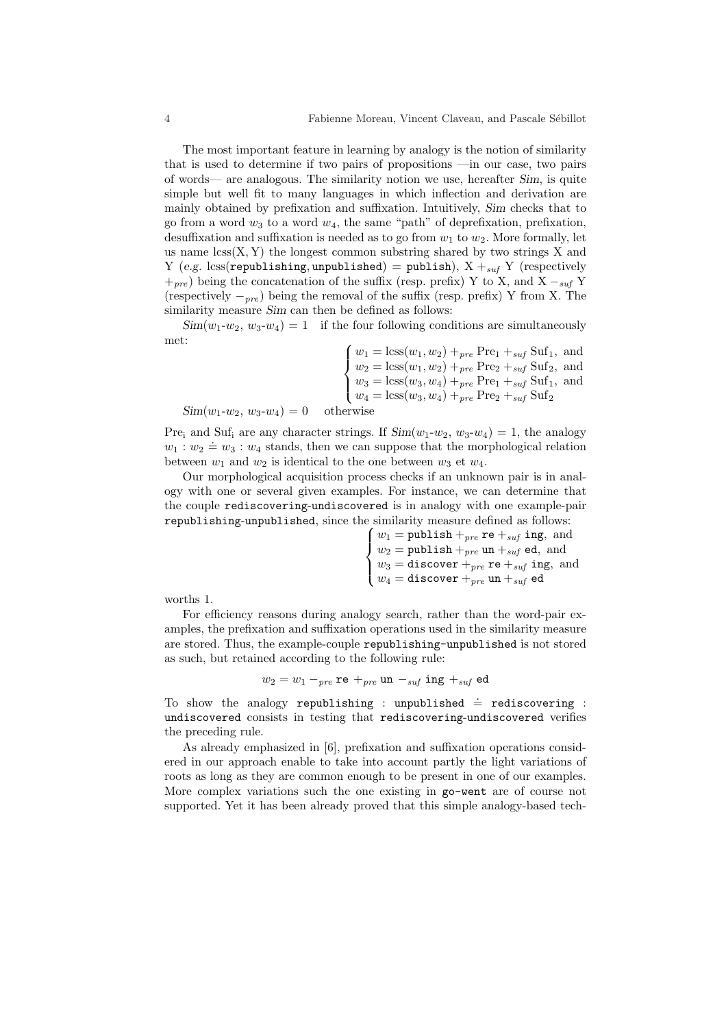The most important feature in learning by analogy is the notion of similarity that is used to determine if two pairs of propositions —in our case, two pairs of words— are analogous. The similarity notion we use, hereafter *Sim*, is quite simple but well fit to many languages in which inflection and derivation are mainly obtained by prefixation and suffixation. Intuitively, *Sim* checks that to go from a word $w_3$ to a word $w_4$, the same "path" of deprefixation, prefixation, desuffixation and suffixation is needed as to go from $w_1$ to $w_2$. More formally, let us name $\text{lcss}(\mathrm{X}, \mathrm{Y})$ the longest common substring shared by two strings X and Y (*e.g.* $\text{lcss}(\texttt{republishing}, \texttt{unpublished}) = \texttt{publish}$), $\mathrm{X} +_{suf} \mathrm{Y}$ (respectively $+_{pre}$) being the concatenation of the suffix (resp. prefix) Y to X, and $\mathrm{X} -_{suf} \mathrm{Y}$ (respectively $-_{pre}$) being the removal of the suffix (resp. prefix) Y from X. The similarity measure *Sim* can then be defined as follows:

$\mathit{Sim}(w_1\text{-}w_2,\ w_3\text{-}w_4) = 1$ if the four following conditions are simultaneously met:

$$\begin{cases} w_1 = \text{lcss}(w_1, w_2) +_{pre} \mathrm{Pre}_1 +_{suf} \mathrm{Suf}_1, \text{ and} \\ w_2 = \text{lcss}(w_1, w_2) +_{pre} \mathrm{Pre}_2 +_{suf} \mathrm{Suf}_2, \text{ and} \\ w_3 = \text{lcss}(w_3, w_4) +_{pre} \mathrm{Pre}_1 +_{suf} \mathrm{Suf}_1, \text{ and} \\ w_4 = \text{lcss}(w_3, w_4) +_{pre} \mathrm{Pre}_2 +_{suf} \mathrm{Suf}_2 \end{cases}$$

$\mathit{Sim}(w_1\text{-}w_2,\ w_3\text{-}w_4) = 0$ otherwise

$\mathrm{Pre}_\mathrm{i}$ and $\mathrm{Suf}_\mathrm{i}$ are any character strings. If $\mathit{Sim}(w_1\text{-}w_2,\ w_3\text{-}w_4) = 1$, the analogy $w_1 : w_2 \doteq w_3 : w_4$ stands, then we can suppose that the morphological relation between $w_1$ and $w_2$ is identical to the one between $w_3$ et $w_4$.

Our morphological acquisition process checks if an unknown pair is in analogy with one or several given examples. For instance, we can determine that the couple `rediscovering-undiscovered` is in analogy with one example-pair `republishing-unpublished`, since the similarity measure defined as follows:

$$\begin{cases} w_1 = \texttt{publish} +_{pre} \texttt{re} +_{suf} \texttt{ing}, \text{ and} \\ w_2 = \texttt{publish} +_{pre} \texttt{un} +_{suf} \texttt{ed}, \text{ and} \\ w_3 = \texttt{discover} +_{pre} \texttt{re} +_{suf} \texttt{ing}, \text{ and} \\ w_4 = \texttt{discover} +_{pre} \texttt{un} +_{suf} \texttt{ed} \end{cases}$$

worths 1.

For efficiency reasons during analogy search, rather than the word-pair examples, the prefixation and suffixation operations used in the similarity measure are stored. Thus, the example-couple `republishing-unpublished` is not stored as such, but retained according to the following rule:

$$w_2 = w_1 -_{pre} \texttt{re} +_{pre} \texttt{un} -_{suf} \texttt{ing} +_{suf} \texttt{ed}$$

To show the analogy `republishing` : `unpublished` $\doteq$ `rediscovering` : `undiscovered` consists in testing that `rediscovering-undiscovered` verifies the preceding rule.

As already emphasized in [6], prefixation and suffixation operations considered in our approach enable to take into account partly the light variations of roots as long as they are common enough to be present in one of our examples. More complex variations such the one existing in `go-went` are of course not supported. Yet it has been already proved that this simple analogy-based tech-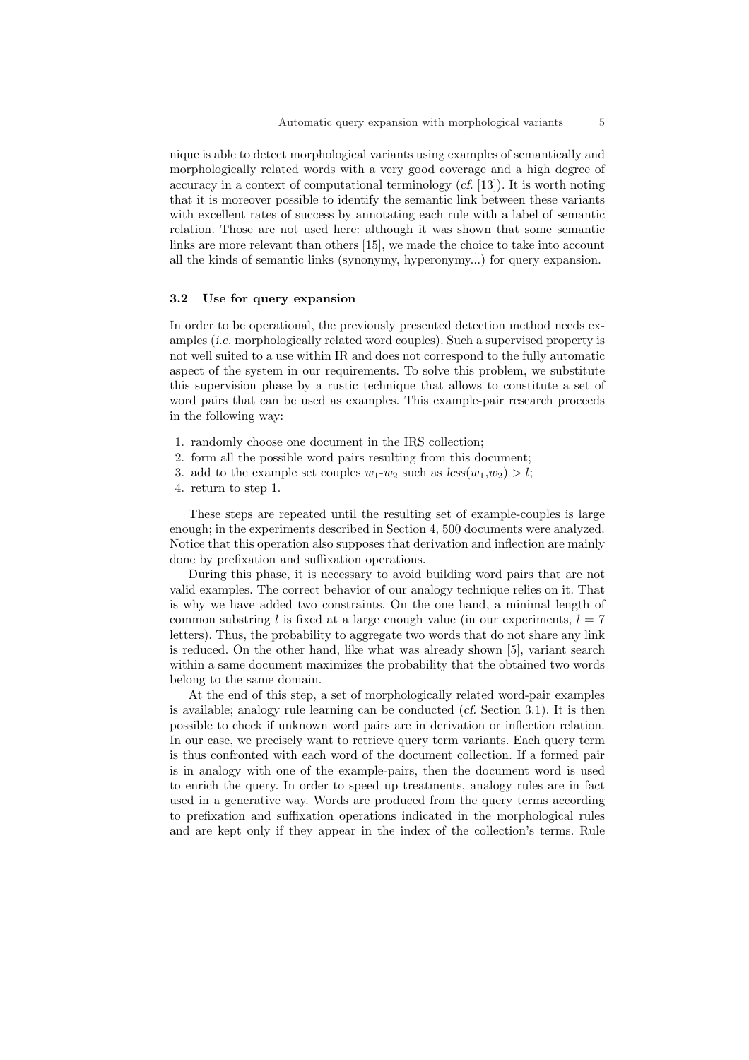nique is able to detect morphological variants using examples of semantically and morphologically related words with a very good coverage and a high degree of accuracy in a context of computational terminology (*cf.* [13]). It is worth noting that it is moreover possible to identify the semantic link between these variants with excellent rates of success by annotating each rule with a label of semantic relation. Those are not used here: although it was shown that some semantic links are more relevant than others [15], we made the choice to take into account all the kinds of semantic links (synonymy, hyperonymy...) for query expansion.

### 3.2 Use for query expansion

In order to be operational, the previously presented detection method needs examples (*i.e.* morphologically related word couples). Such a supervised property is not well suited to a use within IR and does not correspond to the fully automatic aspect of the system in our requirements. To solve this problem, we substitute this supervision phase by a rustic technique that allows to constitute a set of word pairs that can be used as examples. This example-pair research proceeds in the following way:

1. randomly choose one document in the IRS collection;
2. form all the possible word pairs resulting from this document;
3. add to the example set couples $w_1$-$w_2$ such as $lcss(w_1,w_2) > l$;
4. return to step 1.

These steps are repeated until the resulting set of example-couples is large enough; in the experiments described in Section 4, 500 documents were analyzed. Notice that this operation also supposes that derivation and inflection are mainly done by prefixation and suffixation operations.

During this phase, it is necessary to avoid building word pairs that are not valid examples. The correct behavior of our analogy technique relies on it. That is why we have added two constraints. On the one hand, a minimal length of common substring $l$ is fixed at a large enough value (in our experiments, $l = 7$ letters). Thus, the probability to aggregate two words that do not share any link is reduced. On the other hand, like what was already shown [5], variant search within a same document maximizes the probability that the obtained two words belong to the same domain.

At the end of this step, a set of morphologically related word-pair examples is available; analogy rule learning can be conducted (*cf.* Section 3.1). It is then possible to check if unknown word pairs are in derivation or inflection relation. In our case, we precisely want to retrieve query term variants. Each query term is thus confronted with each word of the document collection. If a formed pair is in analogy with one of the example-pairs, then the document word is used to enrich the query. In order to speed up treatments, analogy rules are in fact used in a generative way. Words are produced from the query terms according to prefixation and suffixation operations indicated in the morphological rules and are kept only if they appear in the index of the collection's terms. Rule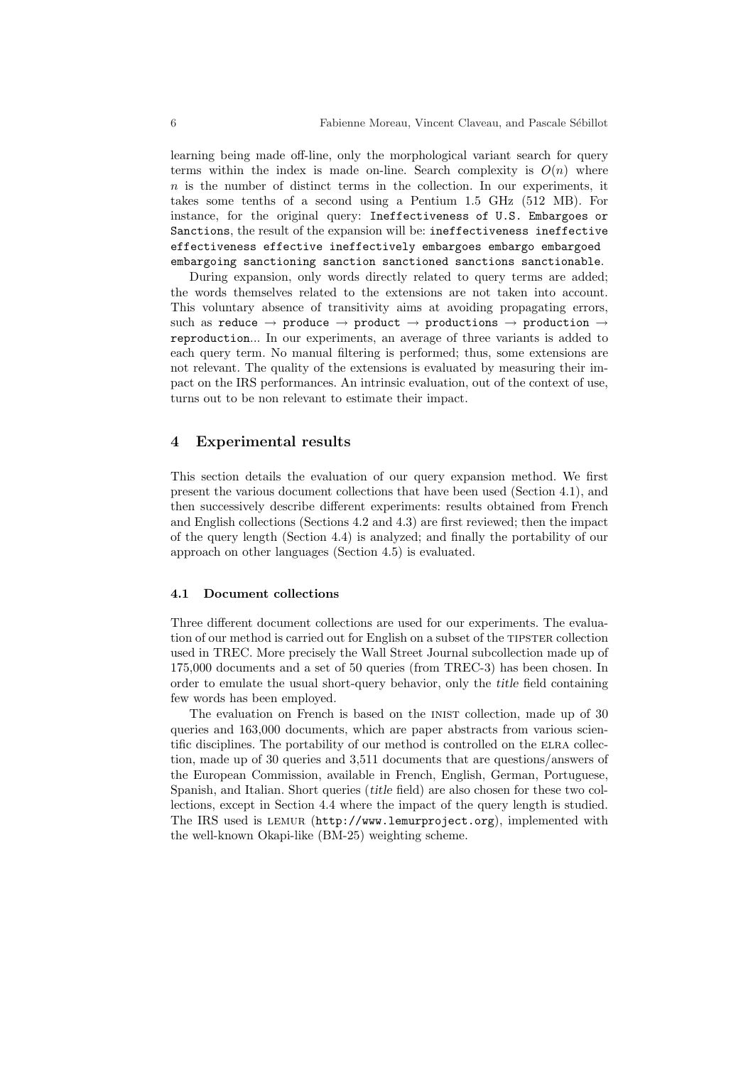learning being made off-line, only the morphological variant search for query terms within the index is made on-line. Search complexity is $O(n)$ where $n$ is the number of distinct terms in the collection. In our experiments, it takes some tenths of a second using a Pentium 1.5 GHz (512 MB). For instance, for the original query: `Ineffectiveness of U.S. Embargoes or Sanctions`, the result of the expansion will be: `ineffectiveness ineffective effectiveness effective ineffectively embargoes embargo embargoed embargoing sanctioning sanction sanctioned sanctions sanctionable`.

During expansion, only words directly related to query terms are added; the words themselves related to the extensions are not taken into account. This voluntary absence of transitivity aims at avoiding propagating errors, such as `reduce` → `produce` → `product` → `productions` → `production` → `reproduction`... In our experiments, an average of three variants is added to each query term. No manual filtering is performed; thus, some extensions are not relevant. The quality of the extensions is evaluated by measuring their impact on the IRS performances. An intrinsic evaluation, out of the context of use, turns out to be non relevant to estimate their impact.

## 4 Experimental results

This section details the evaluation of our query expansion method. We first present the various document collections that have been used (Section 4.1), and then successively describe different experiments: results obtained from French and English collections (Sections 4.2 and 4.3) are first reviewed; then the impact of the query length (Section 4.4) is analyzed; and finally the portability of our approach on other languages (Section 4.5) is evaluated.

### 4.1 Document collections

Three different document collections are used for our experiments. The evaluation of our method is carried out for English on a subset of the TIPSTER collection used in TREC. More precisely the Wall Street Journal subcollection made up of 175,000 documents and a set of 50 queries (from TREC-3) has been chosen. In order to emulate the usual short-query behavior, only the *title* field containing few words has been employed.

The evaluation on French is based on the INIST collection, made up of 30 queries and 163,000 documents, which are paper abstracts from various scientific disciplines. The portability of our method is controlled on the ELRA collection, made up of 30 queries and 3,511 documents that are questions/answers of the European Commission, available in French, English, German, Portuguese, Spanish, and Italian. Short queries (*title* field) are also chosen for these two collections, except in Section 4.4 where the impact of the query length is studied. The IRS used is LEMUR (http://www.lemurproject.org), implemented with the well-known Okapi-like (BM-25) weighting scheme.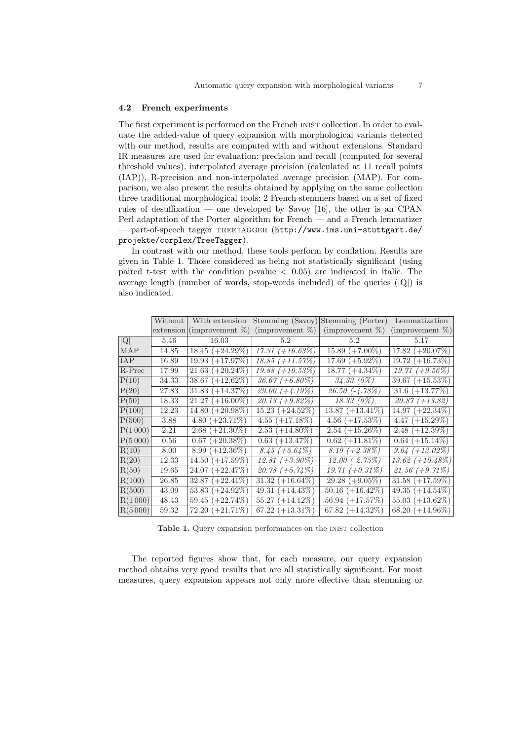### 4.2 French experiments

The first experiment is performed on the French INIST collection. In order to evaluate the added-value of query expansion with morphological variants detected with our method, results are computed with and without extensions. Standard IR measures are used for evaluation: precision and recall (computed for several threshold values), interpolated average precision (calculated at 11 recall points (IAP)), R-precision and non-interpolated average precision (MAP). For comparison, we also present the results obtained by applying on the same collection three traditional morphological tools: 2 French stemmers based on a set of fixed rules of desuffixation — one developed by Savoy [16], the other is an CPAN Perl adaptation of the Porter algorithm for French — and a French lemmatizer — part-of-speech tagger TREETAGGER (`http://www.ims.uni-stuttgart.de/projekte/corplex/TreeTagger`).

In contrast with our method, these tools perform by conflation. Results are given in Table 1. Those considered as being not statistically significant (using paired t-test with the condition p-value $< 0.05$) are indicated in italic. The average length (number of words, stop-words included) of the queries ($|Q|$) is also indicated.

| | Without extension | With extension (improvement %) | Stemming (Savoy) (improvement %) | Stemming (Porter) (improvement %) | Lemmatization (improvement %) |
|---|---|---|---|---|---|
| $\|Q\|$ | 5.46 | 16.03 | 5.2 | 5.2 | 5.17 |
| MAP | 14.85 | 18.45 (+24.29%) | *17.31 (+16.63%)* | 15.89 (+7.00%) | 17.82 (+20.07%) |
| IAP | 16.89 | 19.93 (+17.97%) | *18.85 (+11.57%)* | 17.69 (+5.92%) | 19.72 (+16.73%) |
| R-Prec | 17.99 | 21.63 (+20.24%) | *19.88 (+10.53%)* | 18.77 (+4.34%) | *19.71 (+9.56%)* |
| P(10) | 34.33 | 38.67 (+12.62%) | *36.67 (+6.80%)* | *34.33 (0%)* | 39.67 (+15.53%) |
| P(20) | 27.83 | 31.83 (+14.37%) | *29.00 (+4.19%)* | *26.50 (-4.78%)* | 31.6 (+13.77%) |
| P(50) | 18.33 | 21.27 (+16.00%) | *20.13 (+9.82%)* | *18.33 (0%)* | *20.87 (+13.82)* |
| P(100) | 12.23 | 14.80 (+20.98%) | 15.23 (+24.52%) | 13.87 (+13.41%) | 14.97 (+22.34%) |
| P(500) | 3.88 | 4.80 (+23.71%) | 4.55 (+17.18%) | 4.56 (+17.53%) | 4.47 (+15.29%) |
| P(1 000) | 2.21 | 2.68 (+21.30%) | 2.53 (+14.80%) | 2.54 (+15.26%) | 2.48 (+12.39%) |
| P(5 000) | 0.56 | 0.67 (+20.38%) | 0.63 (+13.47%) | 0.62 (+11.81%) | 0.64 (+15.14%) |
| R(10) | 8.00 | 8.99 (+12.36%) | *8.45 (+5.64%)* | *8.19 (+2.38%)* | *9.04 (+13.02%)* |
| R(20) | 12.33 | 14.50 (+17.59%) | *12.81 (+3.90%)* | *12.00 (-2.75%)* | *13.62 (+10.48%)* |
| R(50) | 19.65 | 24.07 (+22.47%) | *20.78 (+5.74%)* | *19.71 (+0.31%)* | *21.56 (+9.71%)* |
| R(100) | 26.85 | 32.87 (+22.41%) | 31.32 (+16.64%) | 29.28 (+9.05%) | 31.58 (+17.59%) |
| R(500) | 43.09 | 53.83 (+24.92%) | 49.31 (+14.43%) | 50.16 (+16.42%) | 49.35 (+14.54%) |
| R(1 000) | 48.43 | 59.45 (+22.74%) | 55.27 (+14.12%) | 56.94 (+17.57%) | 55.03 (+13.62%) |
| R(5 000) | 59.32 | 72.20 (+21.71%) | 67.22 (+13.31%) | 67.82 (+14.32%) | 68.20 (+14.96%) |

**Table 1.** Query expansion performances on the INIST collection

The reported figures show that, for each measure, our query expansion method obtains very good results that are all statistically significant. For most measures, query expansion appears not only more effective than stemming or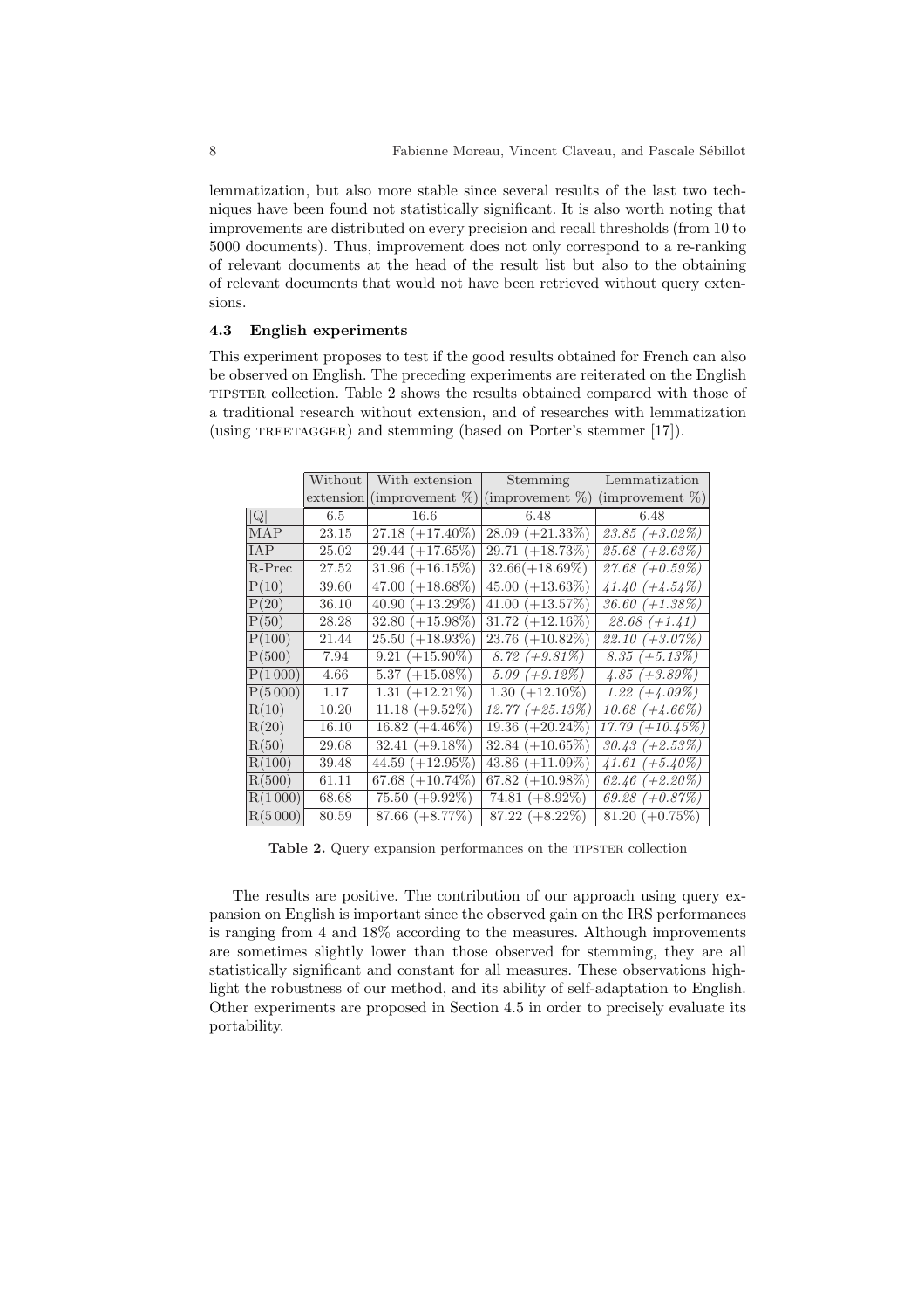lemmatization, but also more stable since several results of the last two techniques have been found not statistically significant. It is also worth noting that improvements are distributed on every precision and recall thresholds (from 10 to 5000 documents). Thus, improvement does not only correspond to a re-ranking of relevant documents at the head of the result list but also to the obtaining of relevant documents that would not have been retrieved without query extensions.

### 4.3 English experiments

This experiment proposes to test if the good results obtained for French can also be observed on English. The preceding experiments are reiterated on the English TIPSTER collection. Table 2 shows the results obtained compared with those of a traditional research without extension, and of researches with lemmatization (using TREETAGGER) and stemming (based on Porter's stemmer [17]).

| | Without extension | With extension (improvement %) | Stemming (improvement %) | Lemmatization (improvement %) |
|---|---|---|---|---|
| \|Q\| | 6.5 | 16.6 | 6.48 | 6.48 |
| MAP | 23.15 | 27.18 (+17.40%) | 28.09 (+21.33%) | *23.85 (+3.02%)* |
| IAP | 25.02 | 29.44 (+17.65%) | 29.71 (+18.73%) | *25.68 (+2.63%)* |
| R-Prec | 27.52 | 31.96 (+16.15%) | 32.66(+18.69%) | *27.68 (+0.59%)* |
| P(10) | 39.60 | 47.00 (+18.68%) | 45.00 (+13.63%) | *41.40 (+4.54%)* |
| P(20) | 36.10 | 40.90 (+13.29%) | 41.00 (+13.57%) | *36.60 (+1.38%)* |
| P(50) | 28.28 | 32.80 (+15.98%) | 31.72 (+12.16%) | *28.68 (+1.41)* |
| P(100) | 21.44 | 25.50 (+18.93%) | 23.76 (+10.82%) | *22.10 (+3.07%)* |
| P(500) | 7.94 | 9.21 (+15.90%) | *8.72 (+9.81%)* | *8.35 (+5.13%)* |
| P(1 000) | 4.66 | 5.37 (+15.08%) | *5.09 (+9.12%)* | *4.85 (+3.89%)* |
| P(5 000) | 1.17 | 1.31 (+12.21%) | 1.30 (+12.10%) | *1.22 (+4.09%)* |
| R(10) | 10.20 | 11.18 (+9.52%) | *12.77 (+25.13%)* | *10.68 (+4.66%)* |
| R(20) | 16.10 | 16.82 (+4.46%) | 19.36 (+20.24%) | *17.79 (+10.45%)* |
| R(50) | 29.68 | 32.41 (+9.18%) | 32.84 (+10.65%) | *30.43 (+2.53%)* |
| R(100) | 39.48 | 44.59 (+12.95%) | 43.86 (+11.09%) | *41.61 (+5.40%)* |
| R(500) | 61.11 | 67.68 (+10.74%) | 67.82 (+10.98%) | *62.46 (+2.20%)* |
| R(1 000) | 68.68 | 75.50 (+9.92%) | 74.81 (+8.92%) | *69.28 (+0.87%)* |
| R(5 000) | 80.59 | 87.66 (+8.77%) | 87.22 (+8.22%) | 81.20 (+0.75%) |

**Table 2.** Query expansion performances on the TIPSTER collection

The results are positive. The contribution of our approach using query expansion on English is important since the observed gain on the IRS performances is ranging from 4 and 18% according to the measures. Although improvements are sometimes slightly lower than those observed for stemming, they are all statistically significant and constant for all measures. These observations highlight the robustness of our method, and its ability of self-adaptation to English. Other experiments are proposed in Section 4.5 in order to precisely evaluate its portability.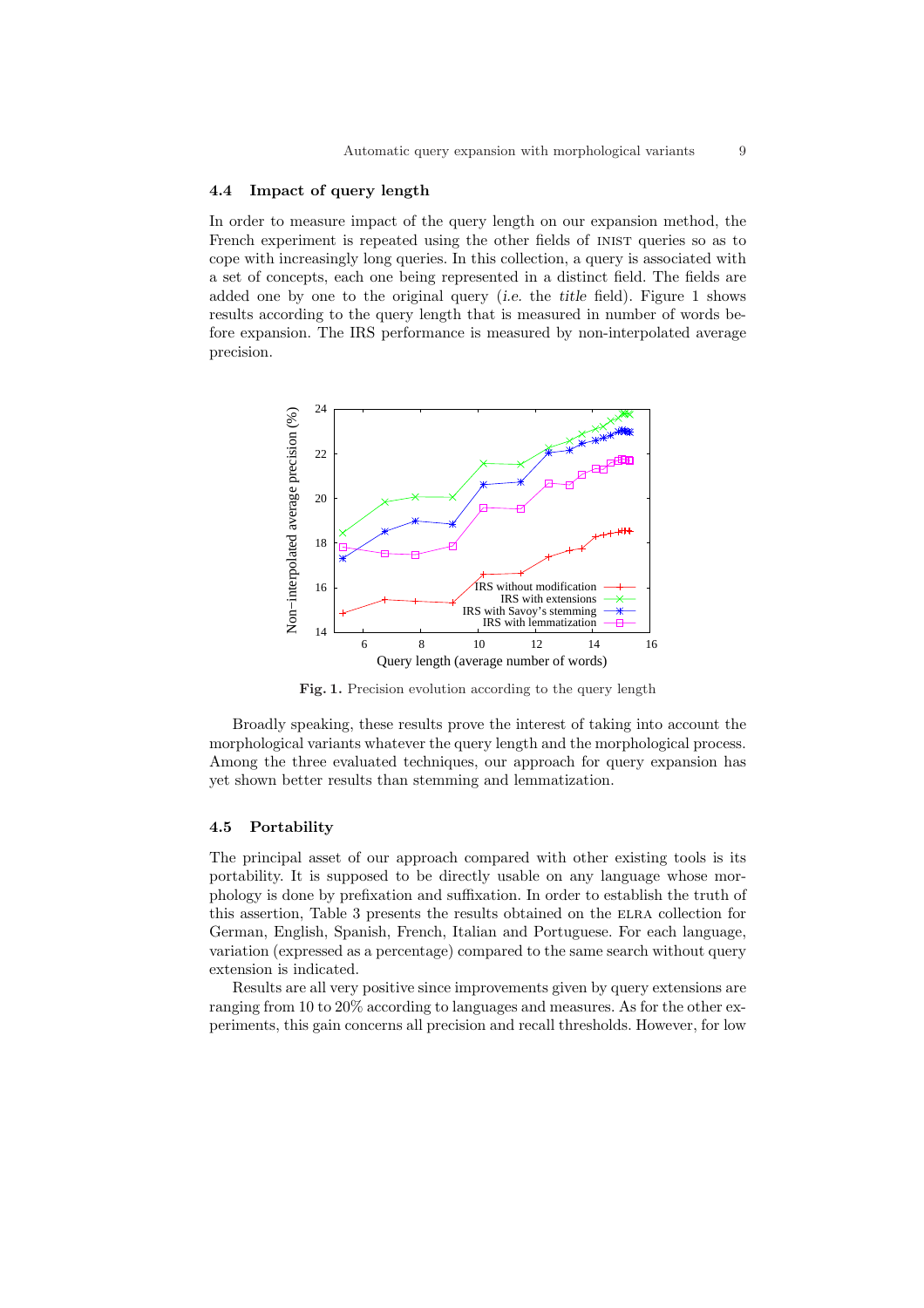### 4.4 Impact of query length

In order to measure impact of the query length on our expansion method, the French experiment is repeated using the other fields of INIST queries so as to cope with increasingly long queries. In this collection, a query is associated with a set of concepts, each one being represented in a distinct field. The fields are added one by one to the original query (*i.e.* the *title* field). Figure 1 shows results according to the query length that is measured in number of words before expansion. The IRS performance is measured by non-interpolated average precision.

**Fig. 1.** Precision evolution according to the query length

Broadly speaking, these results prove the interest of taking into account the morphological variants whatever the query length and the morphological process. Among the three evaluated techniques, our approach for query expansion has yet shown better results than stemming and lemmatization.

### 4.5 Portability

The principal asset of our approach compared with other existing tools is its portability. It is supposed to be directly usable on any language whose morphology is done by prefixation and suffixation. In order to establish the truth of this assertion, Table 3 presents the results obtained on the ELRA collection for German, English, Spanish, French, Italian and Portuguese. For each language, variation (expressed as a percentage) compared to the same search without query extension is indicated.

Results are all very positive since improvements given by query extensions are ranging from 10 to 20% according to languages and measures. As for the other experiments, this gain concerns all precision and recall thresholds. However, for low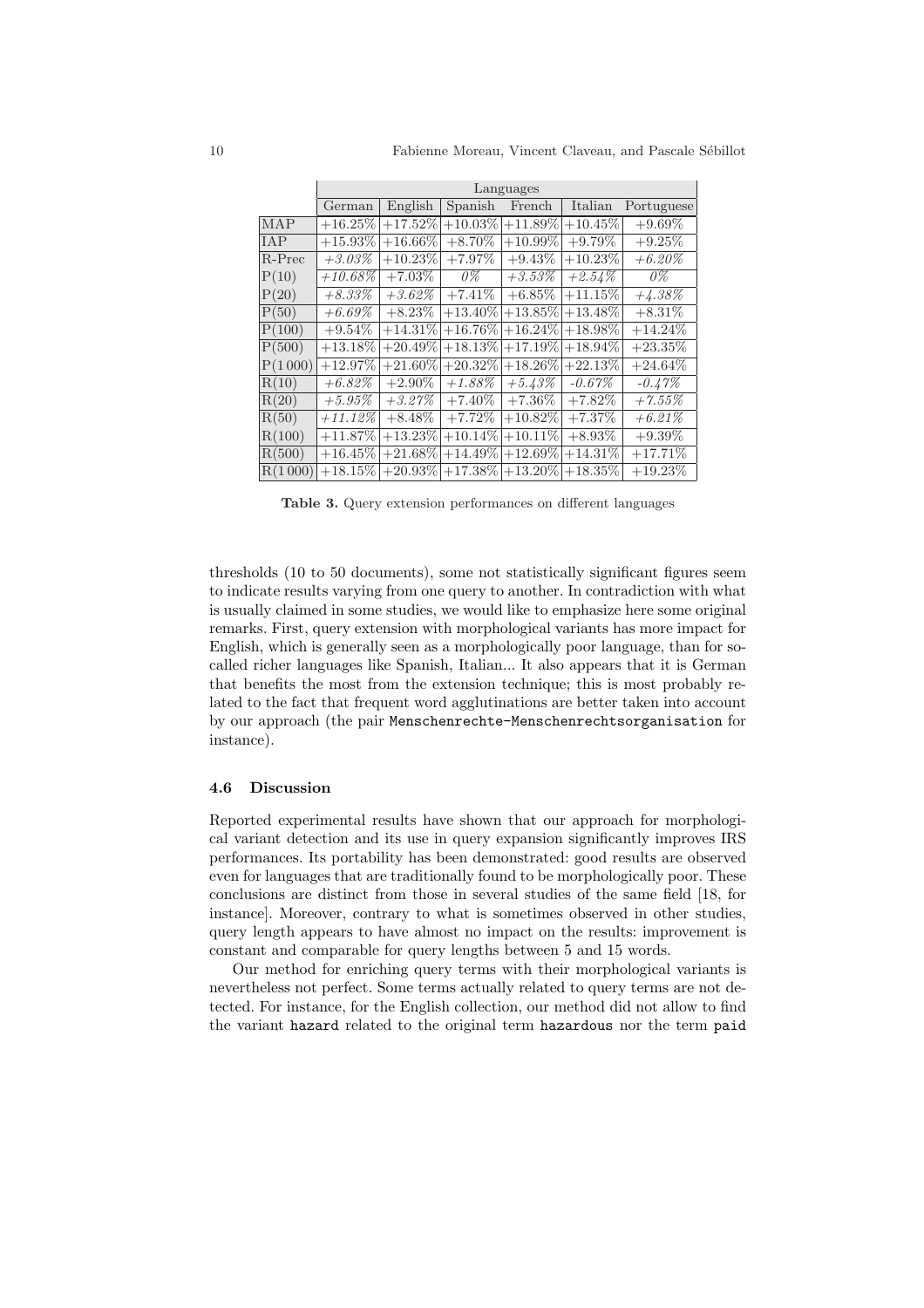| | Languages | | | | | |
|---|---|---|---|---|---|---|
| | German | English | Spanish | French | Italian | Portuguese |
| MAP | +16.25% | +17.52% | +10.03% | +11.89% | +10.45% | +9.69% |
| IAP | +15.93% | +16.66% | +8.70% | +10.99% | +9.79% | +9.25% |
| R-Prec | *+3.03%* | +10.23% | +7.97% | +9.43% | +10.23% | *+6.20%* |
| P(10) | *+10.68%* | +7.03% | *0%* | *+3.53%* | *+2.54%* | *0%* |
| P(20) | *+8.33%* | *+3.62%* | +7.41% | +6.85% | +11.15% | *+4.38%* |
| P(50) | *+6.69%* | +8.23% | +13.40% | +13.85% | +13.48% | +8.31% |
| P(100) | +9.54% | +14.31% | +16.76% | +16.24% | +18.98% | +14.24% |
| P(500) | +13.18% | +20.49% | +18.13% | +17.19% | +18.94% | +23.35% |
| P(1 000) | +12.97% | +21.60% | +20.32% | +18.26% | +22.13% | +24.64% |
| R(10) | *+6.82%* | +2.90% | *+1.88%* | *+5.43%* | *-0.67%* | *-0.47%* |
| R(20) | *+5.95%* | *+3.27%* | +7.40% | +7.36% | +7.82% | *+7.55%* |
| R(50) | *+11.12%* | +8.48% | +7.72% | +10.82% | +7.37% | *+6.21%* |
| R(100) | +11.87% | +13.23% | +10.14% | +10.11% | +8.93% | +9.39% |
| R(500) | +16.45% | +21.68% | +14.49% | +12.69% | +14.31% | +17.71% |
| R(1 000) | +18.15% | +20.93% | +17.38% | +13.20% | +18.35% | +19.23% |

**Table 3.** Query extension performances on different languages

thresholds (10 to 50 documents), some not statistically significant figures seem to indicate results varying from one query to another. In contradiction with what is usually claimed in some studies, we would like to emphasize here some original remarks. First, query extension with morphological variants has more impact for English, which is generally seen as a morphologically poor language, than for so-called richer languages like Spanish, Italian... It also appears that it is German that benefits the most from the extension technique; this is most probably related to the fact that frequent word agglutinations are better taken into account by our approach (the pair `Menschenrechte-Menschenrechtsorganisation` for instance).

### 4.6 Discussion

Reported experimental results have shown that our approach for morphological variant detection and its use in query expansion significantly improves IRS performances. Its portability has been demonstrated: good results are observed even for languages that are traditionally found to be morphologically poor. These conclusions are distinct from those in several studies of the same field [18, for instance]. Moreover, contrary to what is sometimes observed in other studies, query length appears to have almost no impact on the results: improvement is constant and comparable for query lengths between 5 and 15 words.

Our method for enriching query terms with their morphological variants is nevertheless not perfect. Some terms actually related to query terms are not detected. For instance, for the English collection, our method did not allow to find the variant `hazard` related to the original term `hazardous` nor the term `paid`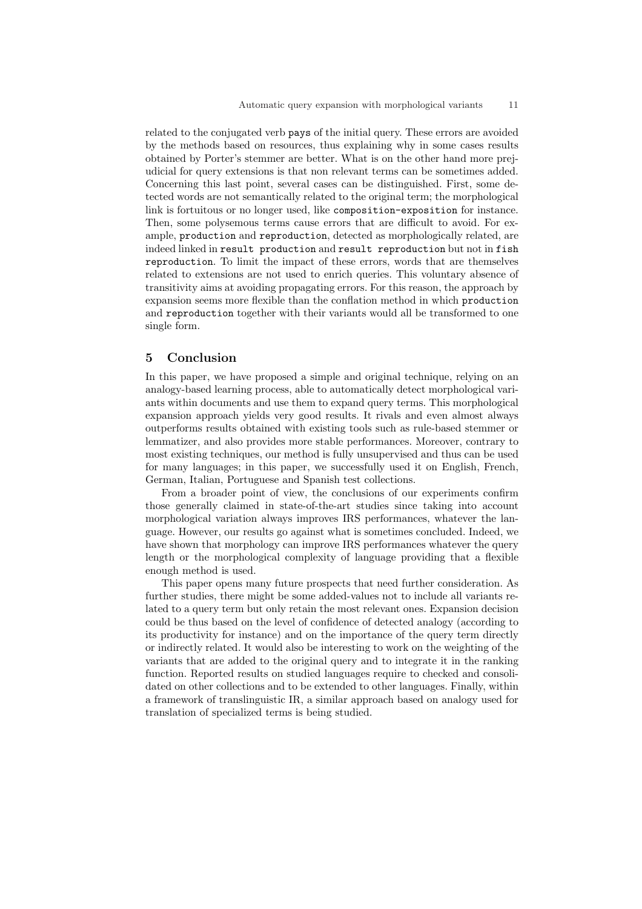related to the conjugated verb `pays` of the initial query. These errors are avoided by the methods based on resources, thus explaining why in some cases results obtained by Porter's stemmer are better. What is on the other hand more prejudicial for query extensions is that non relevant terms can be sometimes added. Concerning this last point, several cases can be distinguished. First, some detected words are not semantically related to the original term; the morphological link is fortuitous or no longer used, like `composition-exposition` for instance. Then, some polysemous terms cause errors that are difficult to avoid. For example, `production` and `reproduction`, detected as morphologically related, are indeed linked in `result production` and `result reproduction` but not in `fish reproduction`. To limit the impact of these errors, words that are themselves related to extensions are not used to enrich queries. This voluntary absence of transitivity aims at avoiding propagating errors. For this reason, the approach by expansion seems more flexible than the conflation method in which `production` and `reproduction` together with their variants would all be transformed to one single form.

## 5 Conclusion

In this paper, we have proposed a simple and original technique, relying on an analogy-based learning process, able to automatically detect morphological variants within documents and use them to expand query terms. This morphological expansion approach yields very good results. It rivals and even almost always outperforms results obtained with existing tools such as rule-based stemmer or lemmatizer, and also provides more stable performances. Moreover, contrary to most existing techniques, our method is fully unsupervised and thus can be used for many languages; in this paper, we successfully used it on English, French, German, Italian, Portuguese and Spanish test collections.

From a broader point of view, the conclusions of our experiments confirm those generally claimed in state-of-the-art studies since taking into account morphological variation always improves IRS performances, whatever the language. However, our results go against what is sometimes concluded. Indeed, we have shown that morphology can improve IRS performances whatever the query length or the morphological complexity of language providing that a flexible enough method is used.

This paper opens many future prospects that need further consideration. As further studies, there might be some added-values not to include all variants related to a query term but only retain the most relevant ones. Expansion decision could be thus based on the level of confidence of detected analogy (according to its productivity for instance) and on the importance of the query term directly or indirectly related. It would also be interesting to work on the weighting of the variants that are added to the original query and to integrate it in the ranking function. Reported results on studied languages require to checked and consolidated on other collections and to be extended to other languages. Finally, within a framework of translinguistic IR, a similar approach based on analogy used for translation of specialized terms is being studied.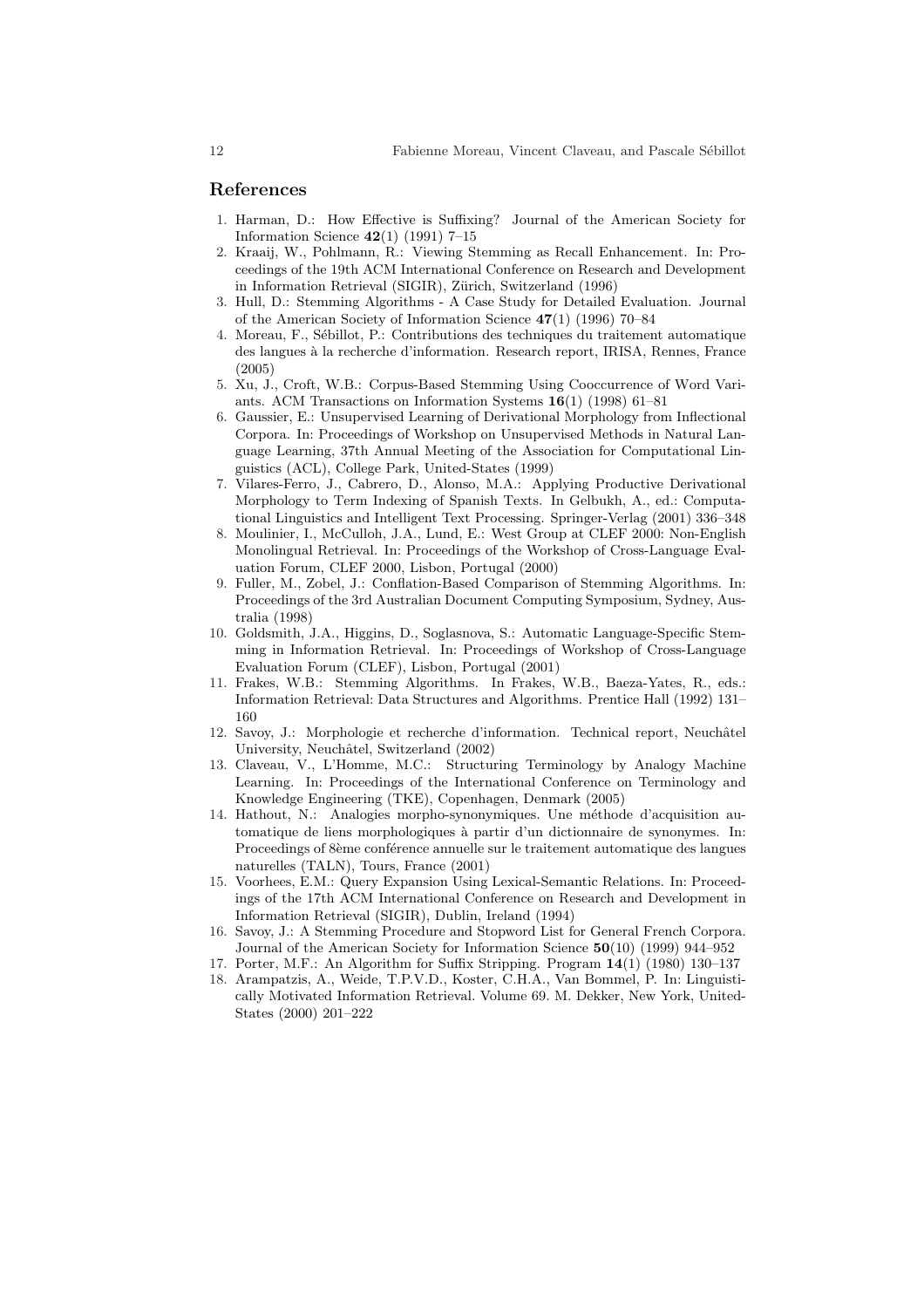## References

1. Harman, D.: How Effective is Suffixing? Journal of the American Society for Information Science **42**(1) (1991) 7–15
2. Kraaij, W., Pohlmann, R.: Viewing Stemming as Recall Enhancement. In: Proceedings of the 19th ACM International Conference on Research and Development in Information Retrieval (SIGIR), Zürich, Switzerland (1996)
3. Hull, D.: Stemming Algorithms - A Case Study for Detailed Evaluation. Journal of the American Society of Information Science **47**(1) (1996) 70–84
4. Moreau, F., Sébillot, P.: Contributions des techniques du traitement automatique des langues à la recherche d'information. Research report, IRISA, Rennes, France (2005)
5. Xu, J., Croft, W.B.: Corpus-Based Stemming Using Cooccurrence of Word Variants. ACM Transactions on Information Systems **16**(1) (1998) 61–81
6. Gaussier, E.: Unsupervised Learning of Derivational Morphology from Inflectional Corpora. In: Proceedings of Workshop on Unsupervised Methods in Natural Language Learning, 37th Annual Meeting of the Association for Computational Linguistics (ACL), College Park, United-States (1999)
7. Vilares-Ferro, J., Cabrero, D., Alonso, M.A.: Applying Productive Derivational Morphology to Term Indexing of Spanish Texts. In Gelbukh, A., ed.: Computational Linguistics and Intelligent Text Processing. Springer-Verlag (2001) 336–348
8. Moulinier, I., McCulloh, J.A., Lund, E.: West Group at CLEF 2000: Non-English Monolingual Retrieval. In: Proceedings of the Workshop of Cross-Language Evaluation Forum, CLEF 2000, Lisbon, Portugal (2000)
9. Fuller, M., Zobel, J.: Conflation-Based Comparison of Stemming Algorithms. In: Proceedings of the 3rd Australian Document Computing Symposium, Sydney, Australia (1998)
10. Goldsmith, J.A., Higgins, D., Soglasnova, S.: Automatic Language-Specific Stemming in Information Retrieval. In: Proceedings of Workshop of Cross-Language Evaluation Forum (CLEF), Lisbon, Portugal (2001)
11. Frakes, W.B.: Stemming Algorithms. In Frakes, W.B., Baeza-Yates, R., eds.: Information Retrieval: Data Structures and Algorithms. Prentice Hall (1992) 131–160
12. Savoy, J.: Morphologie et recherche d'information. Technical report, Neuchâtel University, Neuchâtel, Switzerland (2002)
13. Claveau, V., L'Homme, M.C.: Structuring Terminology by Analogy Machine Learning. In: Proceedings of the International Conference on Terminology and Knowledge Engineering (TKE), Copenhagen, Denmark (2005)
14. Hathout, N.: Analogies morpho-synonymiques. Une méthode d'acquisition automatique de liens morphologiques à partir d'un dictionnaire de synonymes. In: Proceedings of 8ème conférence annuelle sur le traitement automatique des langues naturelles (TALN), Tours, France (2001)
15. Voorhees, E.M.: Query Expansion Using Lexical-Semantic Relations. In: Proceedings of the 17th ACM International Conference on Research and Development in Information Retrieval (SIGIR), Dublin, Ireland (1994)
16. Savoy, J.: A Stemming Procedure and Stopword List for General French Corpora. Journal of the American Society for Information Science **50**(10) (1999) 944–952
17. Porter, M.F.: An Algorithm for Suffix Stripping. Program **14**(1) (1980) 130–137
18. Arampatzis, A., Weide, T.P.V.D., Koster, C.H.A., Van Bommel, P. In: Linguistically Motivated Information Retrieval. Volume 69. M. Dekker, New York, United-States (2000) 201–222